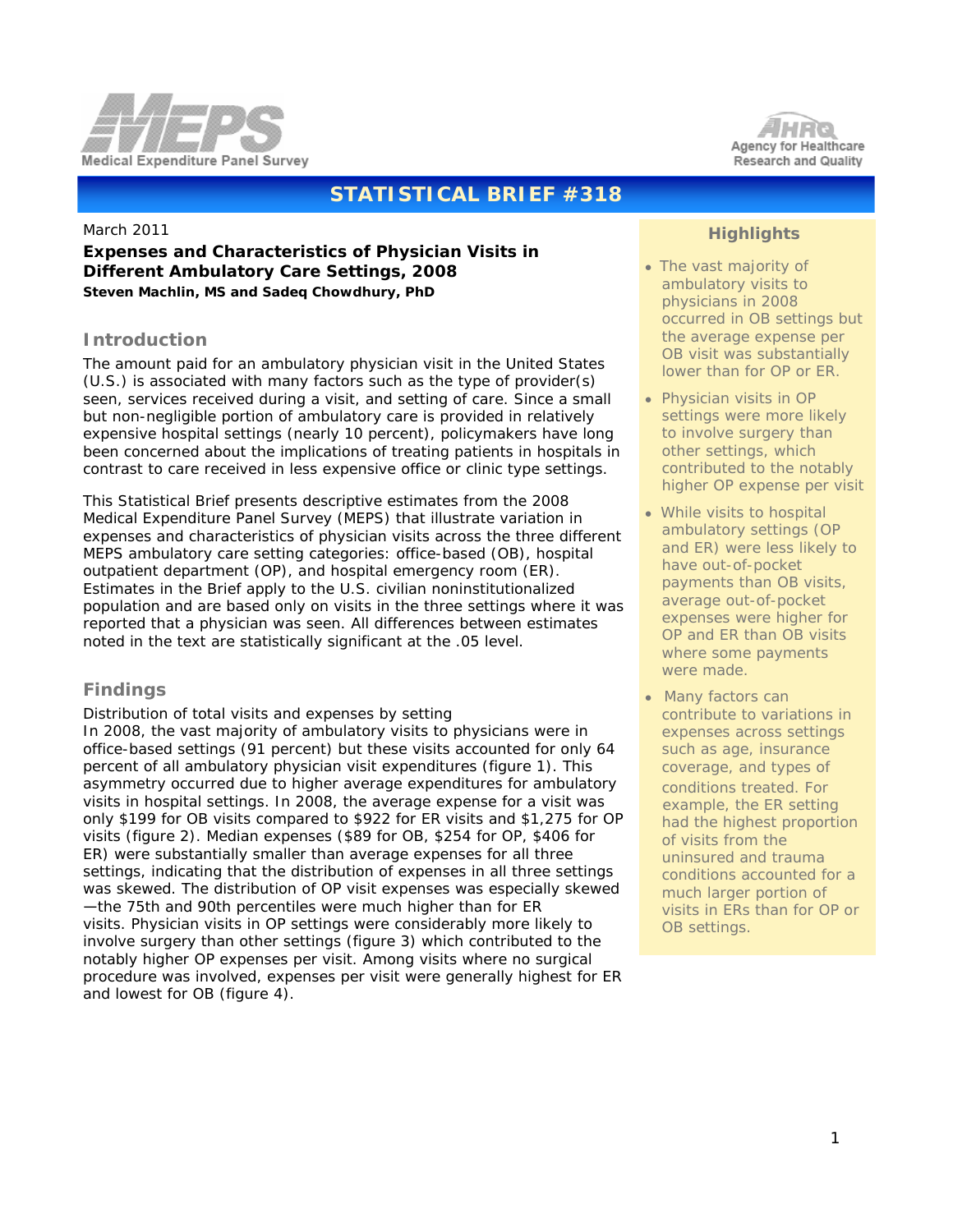# STATISTICAL BRIEF #318

March 2011

**Expenses and Characteristics of Physician Visits in Different Ambulatory Care Settings, 2008**

**Steven Machlin, MS and Sadeq Chowdhury, PhD**

## Introduction

The amount paid for an ambulatory physician visit in the United States (U.S.) is associated with many factors such as the type of provider(s) seen, services received during a visit, and setting of care. Since a small but non-negligible portion of ambulatory care is provided in relatively expensive hospital settings (nearly 10 percent), policymakers have long been concerned about the implications of treating patients in hospitals in contrast to care received in less expensive office or clinic type settings.

This Statistical Brief presents descriptive estimates from the 2008 Medical Expenditure Panel Survey (MEPS) that illustrate variation in expenses and characteristics of physician visits across the three different MEPS ambulatory care setting categories: office-based (OB), hospital outpatient department (OP), and hospital emergency room (ER). Estimates in the Brief apply to the U.S. civilian noninstitutionalized population and are based only on visits in the three settings where it was reported that a physician was seen. All differences between estimates noted in the text are statistically significant at the .05 level.

## Findings

Distribution of total visits and expenses by setting

In 2008, the vast majority of ambulatory visits to physicians were in office-based settings (91 percent) but these visits accounted for only 64 percent of all ambulatory physician visit expenditures (figure 1). This asymmetry occurred due to higher average expenditures for ambulatory visits in hospital settings. In 2008, the average expense for a visit was only $199 for OB visits compared to $922 for ER visits and $1,275 for OP visits (figure 2). Median expenses ($89 for OB, $254 for OP, $406 for ER) were substantially smaller than average expenses for all three settings, indicating that the distribution of expenses in all three settings was skewed. The distribution of OP visit expenses was especially skewed—the 75th and 90th percentiles were much higher than for ER visits. Physician visits in OP settings were considerably more likely to involve surgery than other settings (figure 3) which contributed to the notably higher OP expenses per visit. Among visits where no surgical procedure was involved, expenses per visit were generally highest for ER and lowest for OB (figure 4).

## Highlights

- The vast majority of ambulatory visits to physicians in 2008 occurred in OB settings but the average expense per OB visit was substantially lower than for OP or ER.
- Physician visits in OP settings were more likely to involve surgery than other settings, which contributed to the notably higher OP expense per visit
- While visits to hospital ambulatory settings (OP and ER) were less likely to have out-of-pocket payments than OB visits, average out-of-pocket expenses were higher for OP and ER than OB visits where some payments were made.
- Many factors can contribute to variations in expenses across settings such as age, insurance coverage, and types of conditions treated. For example, the ER setting had the highest proportion of visits from the uninsured and trauma conditions accounted for a much larger portion of visits in ERs than for OP or OB settings.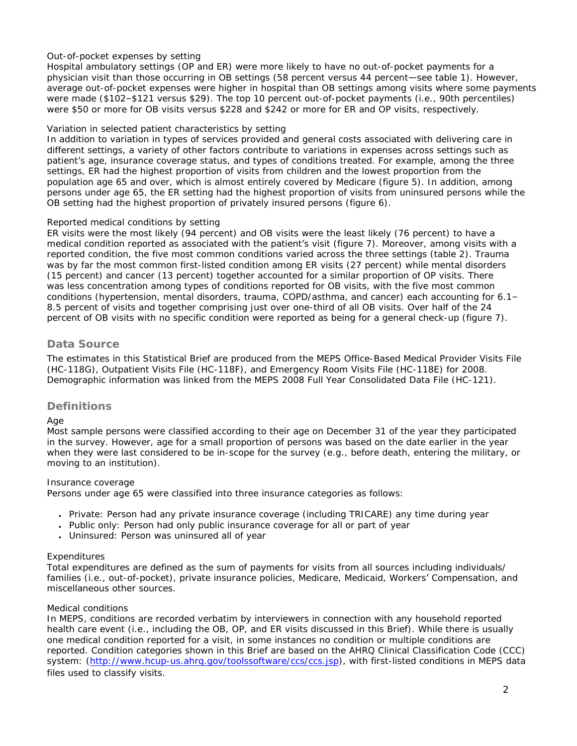Out-of-pocket expenses by setting

Hospital ambulatory settings (OP and ER) were more likely to have no out-of-pocket payments for a physician visit than those occurring in OB settings (58 percent versus 44 percent—see table 1). However, average out-of-pocket expenses were higher in hospital than OB settings among visits where some payments were made ($102–$121 versus $29). The top 10 percent out-of-pocket payments (i.e., 90th percentiles) were $50 or more for OB visits versus $228 and $242 or more for ER and OP visits, respectively.

Variation in selected patient characteristics by setting

In addition to variation in types of services provided and general costs associated with delivering care in different settings, a variety of other factors contribute to variations in expenses across settings such as patient's age, insurance coverage status, and types of conditions treated. For example, among the three settings, ER had the highest proportion of visits from children and the lowest proportion from the population age 65 and over, which is almost entirely covered by Medicare (figure 5). In addition, among persons under age 65, the ER setting had the highest proportion of visits from uninsured persons while the OB setting had the highest proportion of privately insured persons (figure 6).

Reported medical conditions by setting

ER visits were the most likely (94 percent) and OB visits were the least likely (76 percent) to have a medical condition reported as associated with the patient's visit (figure 7). Moreover, among visits with a reported condition, the five most common conditions varied across the three settings (table 2). Trauma was by far the most common first-listed condition among ER visits (27 percent) while mental disorders (15 percent) and cancer (13 percent) together accounted for a similar proportion of OP visits. There was less concentration among types of conditions reported for OB visits, with the five most common conditions (hypertension, mental disorders, trauma, COPD/asthma, and cancer) each accounting for 6.1–8.5 percent of visits and together comprising just over one-third of all OB visits. Over half of the 24 percent of OB visits with no specific condition were reported as being for a general check-up (figure 7).

## Data Source

The estimates in this Statistical Brief are produced from the MEPS Office-Based Medical Provider Visits File (HC-118G), Outpatient Visits File (HC-118F), and Emergency Room Visits File (HC-118E) for 2008. Demographic information was linked from the MEPS 2008 Full Year Consolidated Data File (HC-121).

## Definitions

Age

Most sample persons were classified according to their age on December 31 of the year they participated in the survey. However, age for a small proportion of persons was based on the date earlier in the year when they were last considered to be in-scope for the survey (e.g., before death, entering the military, or moving to an institution).

Insurance coverage

Persons under age 65 were classified into three insurance categories as follows:

- Private: Person had any private insurance coverage (including TRICARE) any time during year
- Public only: Person had only public insurance coverage for all or part of year
- Uninsured: Person was uninsured all of year

Expenditures

Total expenditures are defined as the sum of payments for visits from all sources including individuals/ families (i.e., out-of-pocket), private insurance policies, Medicare, Medicaid, Workers' Compensation, and miscellaneous other sources.

Medical conditions

In MEPS, conditions are recorded verbatim by interviewers in connection with any household reported health care event (i.e., including the OB, OP, and ER visits discussed in this Brief). While there is usually one medical condition reported for a visit, in some instances no condition or multiple conditions are reported. Condition categories shown in this Brief are based on the AHRQ Clinical Classification Code (CCC) system: (http://www.hcup-us.ahrq.gov/toolssoftware/ccs/ccs.jsp), with first-listed conditions in MEPS data files used to classify visits.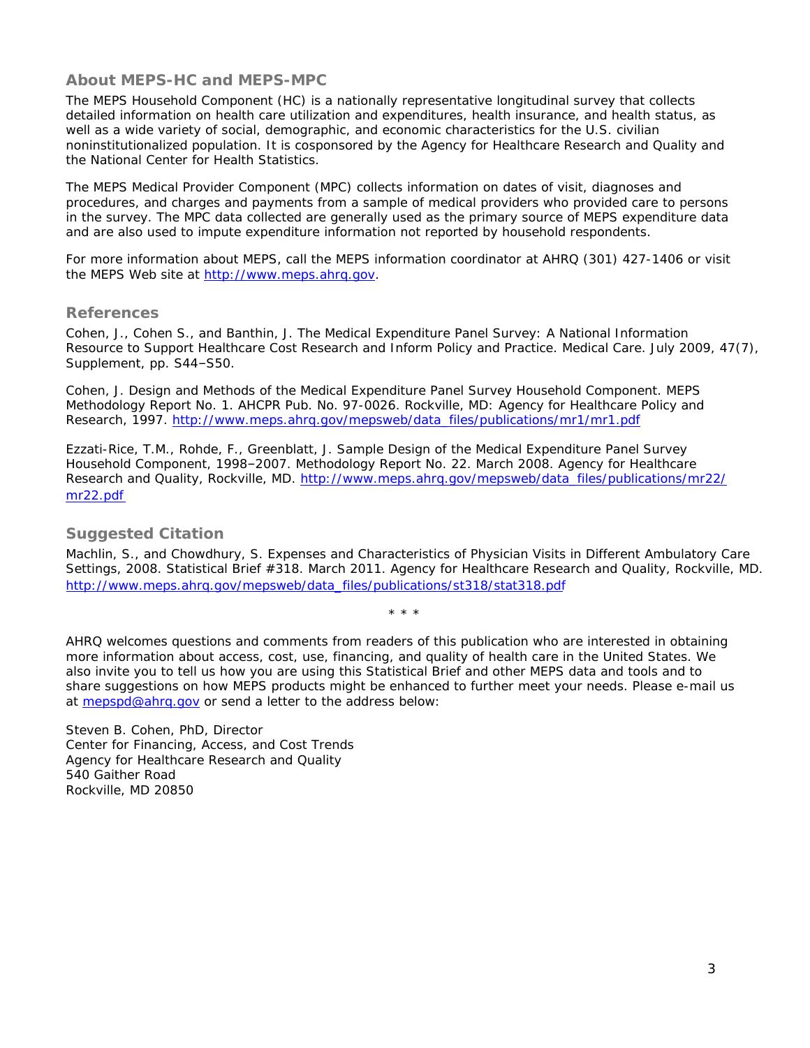## About MEPS-HC and MEPS-MPC

The MEPS Household Component (HC) is a nationally representative longitudinal survey that collects detailed information on health care utilization and expenditures, health insurance, and health status, as well as a wide variety of social, demographic, and economic characteristics for the U.S. civilian noninstitutionalized population. It is cosponsored by the Agency for Healthcare Research and Quality and the National Center for Health Statistics.

The MEPS Medical Provider Component (MPC) collects information on dates of visit, diagnoses and procedures, and charges and payments from a sample of medical providers who provided care to persons in the survey. The MPC data collected are generally used as the primary source of MEPS expenditure data and are also used to impute expenditure information not reported by household respondents.

For more information about MEPS, call the MEPS information coordinator at AHRQ (301) 427-1406 or visit the MEPS Web site at http://www.meps.ahrq.gov.

## References

Cohen, J., Cohen S., and Banthin, J. The Medical Expenditure Panel Survey: A National Information Resource to Support Healthcare Cost Research and Inform Policy and Practice. Medical Care. July 2009, 47(7), Supplement, pp. S44–S50.

Cohen, J. Design and Methods of the Medical Expenditure Panel Survey Household Component. MEPS Methodology Report No. 1. AHCPR Pub. No. 97-0026. Rockville, MD: Agency for Healthcare Policy and Research, 1997. http://www.meps.ahrq.gov/mepsweb/data_files/publications/mr1/mr1.pdf

Ezzati-Rice, T.M., Rohde, F., Greenblatt, J. Sample Design of the Medical Expenditure Panel Survey Household Component, 1998–2007. Methodology Report No. 22. March 2008. Agency for Healthcare Research and Quality, Rockville, MD. http://www.meps.ahrq.gov/mepsweb/data_files/publications/mr22/mr22.pdf

## Suggested Citation

Machlin, S., and Chowdhury, S. Expenses and Characteristics of Physician Visits in Different Ambulatory Care Settings, 2008. Statistical Brief #318. March 2011. Agency for Healthcare Research and Quality, Rockville, MD. http://www.meps.ahrq.gov/mepsweb/data_files/publications/st318/stat318.pdf

\* \* \*

AHRQ welcomes questions and comments from readers of this publication who are interested in obtaining more information about access, cost, use, financing, and quality of health care in the United States. We also invite you to tell us how you are using this Statistical Brief and other MEPS data and tools and to share suggestions on how MEPS products might be enhanced to further meet your needs. Please e-mail us at mepspd@ahrq.gov or send a letter to the address below:

Steven B. Cohen, PhD, Director
Center for Financing, Access, and Cost Trends
Agency for Healthcare Research and Quality
540 Gaither Road
Rockville, MD 20850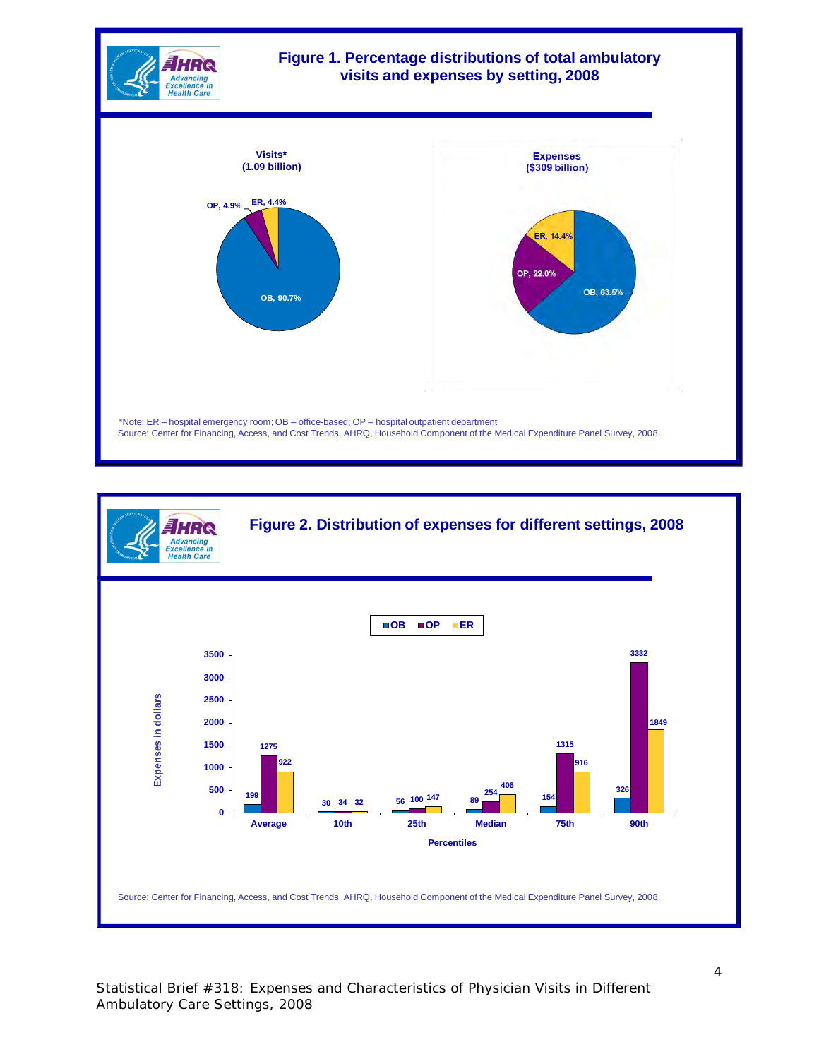## Figure 1. Percentage distributions of total ambulatory visits and expenses by setting, 2008

**Visits*** (1.09 billion)

| Setting | Percent |
|---|---|
| OB | 90.7% |
| OP | 4.9% |
| ER | 4.4% |

**Expenses** ($309 billion)

| Setting | Percent |
|---|---|
| OB | 63.5% |
| OP | 22.0% |
| ER | 14.4% |

*Note: ER – hospital emergency room; OB – office-based; OP – hospital outpatient department

Source: Center for Financing, Access, and Cost Trends, AHRQ, Household Component of the Medical Expenditure Panel Survey, 2008

## Figure 2. Distribution of expenses for different settings, 2008

Expenses in dollars

| Percentiles | OB | OP | ER |
|---|---|---|---|
| Average | 199 | 1275 | 922 |
| 10th | 30 | 34 | 32 |
| 25th | 56 | 100 | 147 |
| Median | 89 | 254 | 406 |
| 75th | 154 | 1315 | 916 |
| 90th | 326 | 3332 | 1849 |

Source: Center for Financing, Access, and Cost Trends, AHRQ, Household Component of the Medical Expenditure Panel Survey, 2008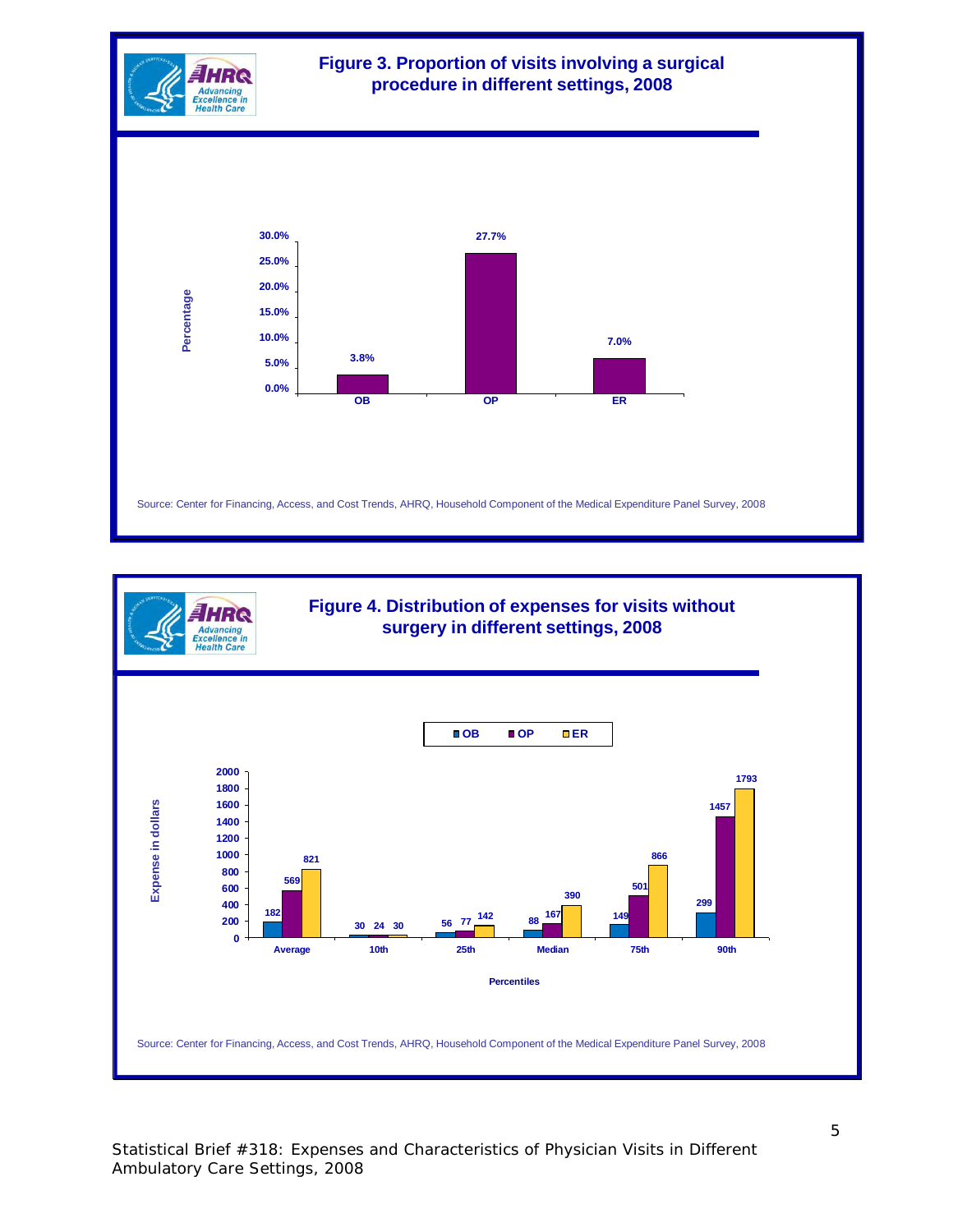## Figure 3. Proportion of visits involving a surgical procedure in different settings, 2008

| Setting | Percentage |
| --- | --- |
| OB | 3.8% |
| OP | 27.7% |
| ER | 7.0% |

Source: Center for Financing, Access, and Cost Trends, AHRQ, Household Component of the Medical Expenditure Panel Survey, 2008

## Figure 4. Distribution of expenses for visits without surgery in different settings, 2008

Expense in dollars

| Percentiles | OB | OP | ER |
| --- | --- | --- | --- |
| Average | 182 | 569 | 821 |
| 10th | 30 | 24 | 30 |
| 25th | 56 | 77 | 142 |
| Median | 88 | 167 | 390 |
| 75th | 149 | 501 | 866 |
| 90th | 299 | 1457 | 1793 |

Source: Center for Financing, Access, and Cost Trends, AHRQ, Household Component of the Medical Expenditure Panel Survey, 2008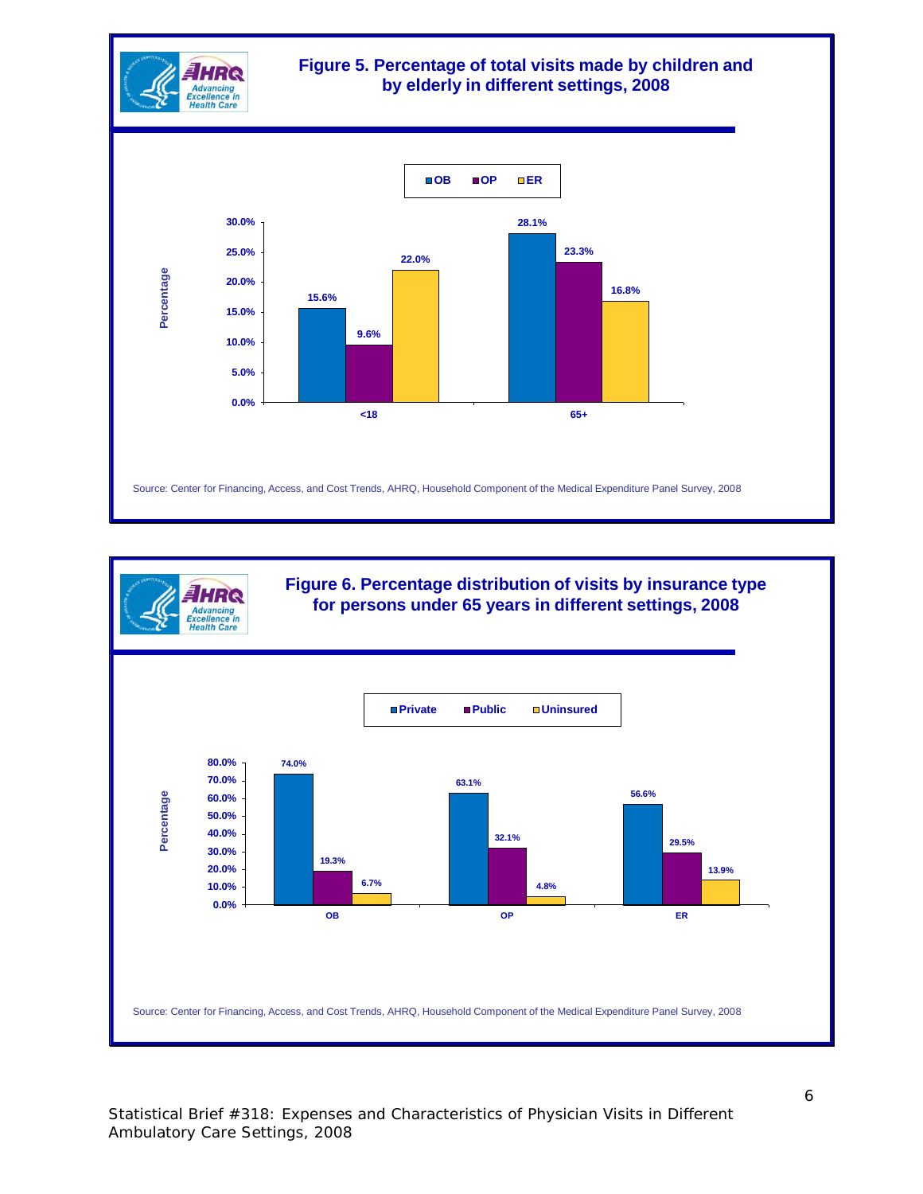## Figure 5. Percentage of total visits made by children and by elderly in different settings, 2008

| Age | OB | OP | ER |
|---|---|---|---|
| <18 | 15.6% | 9.6% | 22.0% |
| 65+ | 28.1% | 23.3% | 16.8% |

Source: Center for Financing, Access, and Cost Trends, AHRQ, Household Component of the Medical Expenditure Panel Survey, 2008

## Figure 6. Percentage distribution of visits by insurance type for persons under 65 years in different settings, 2008

| Setting | Private | Public | Uninsured |
|---|---|---|---|
| OB | 74.0% | 19.3% | 6.7% |
| OP | 63.1% | 32.1% | 4.8% |
| ER | 56.6% | 29.5% | 13.9% |

Source: Center for Financing, Access, and Cost Trends, AHRQ, Household Component of the Medical Expenditure Panel Survey, 2008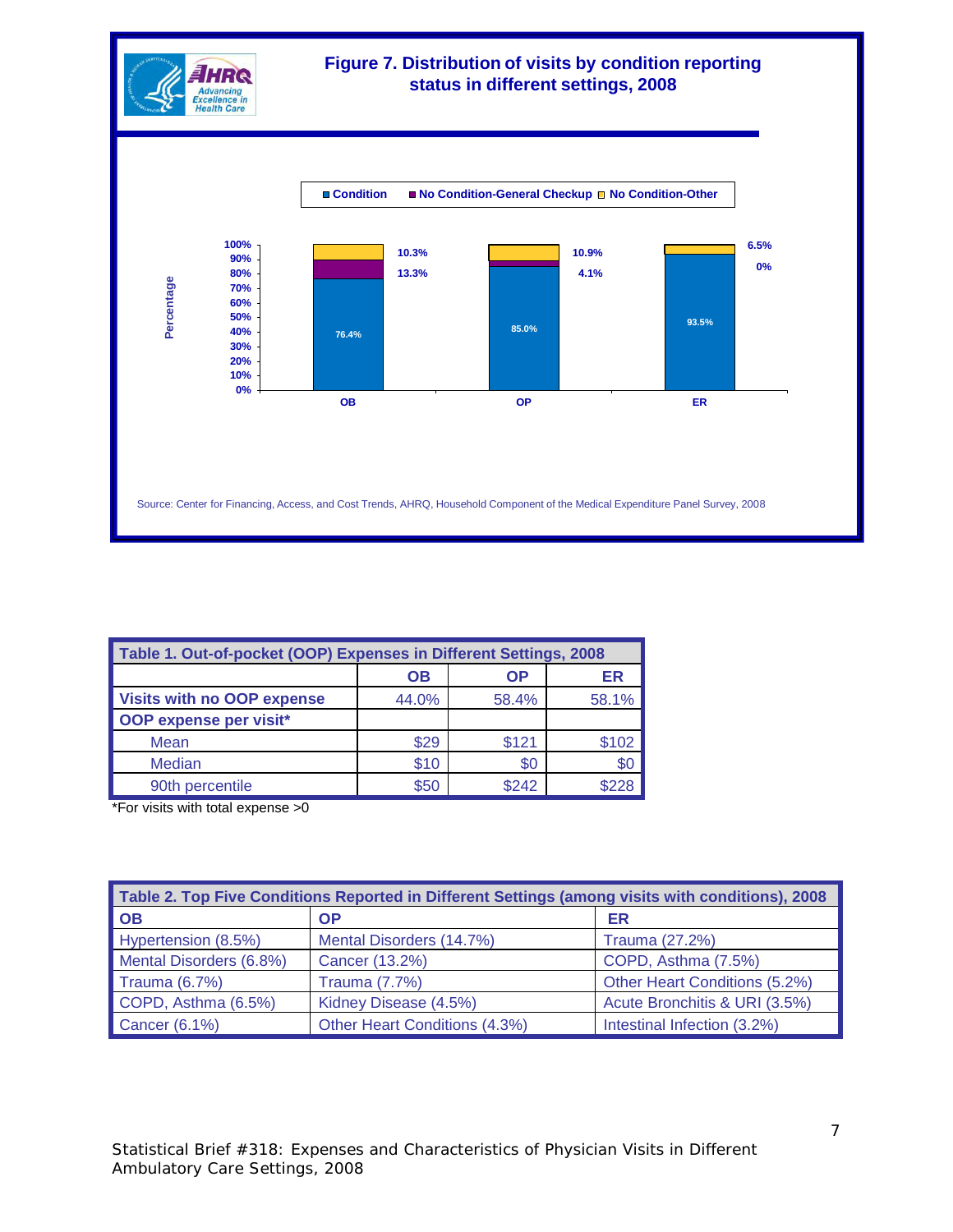**Figure 7. Distribution of visits by condition reporting status in different settings, 2008**

Condition
No Condition-General Checkup
No Condition-Other

Percentage

100%
90%
80%
70%
60%
50%
40%
30%
20%
10%
0%

OB
76.4%
13.3%
10.3%

OP
85.0%
4.1%
10.9%

ER
93.5%
0%
6.5%

Source: Center for Financing, Access, and Cost Trends, AHRQ, Household Component of the Medical Expenditure Panel Survey, 2008

| Table 1. Out-of-pocket (OOP) Expenses in Different Settings, 2008 | | | |
|---|---|---|---|
| | OB | OP | ER |
| **Visits with no OOP expense** | 44.0% | 58.4% | 58.1% |
| **OOP expense per visit*** | | | |
| Mean | $29 | $121 | $102 |
| Median | $10 | $0 | $0 |
| 90th percentile | $50 | $242 | $228 |

*For visits with total expense >0

| Table 2. Top Five Conditions Reported in Different Settings (among visits with conditions), 2008 | | |
|---|---|---|
| **OB** | **OP** | **ER** |
| Hypertension (8.5%) | Mental Disorders (14.7%) | Trauma (27.2%) |
| Mental Disorders (6.8%) | Cancer (13.2%) | COPD, Asthma (7.5%) |
| Trauma (6.7%) | Trauma (7.7%) | Other Heart Conditions (5.2%) |
| COPD, Asthma (6.5%) | Kidney Disease (4.5%) | Acute Bronchitis & URI (3.5%) |
| Cancer (6.1%) | Other Heart Conditions (4.3%) | Intestinal Infection (3.2%) |